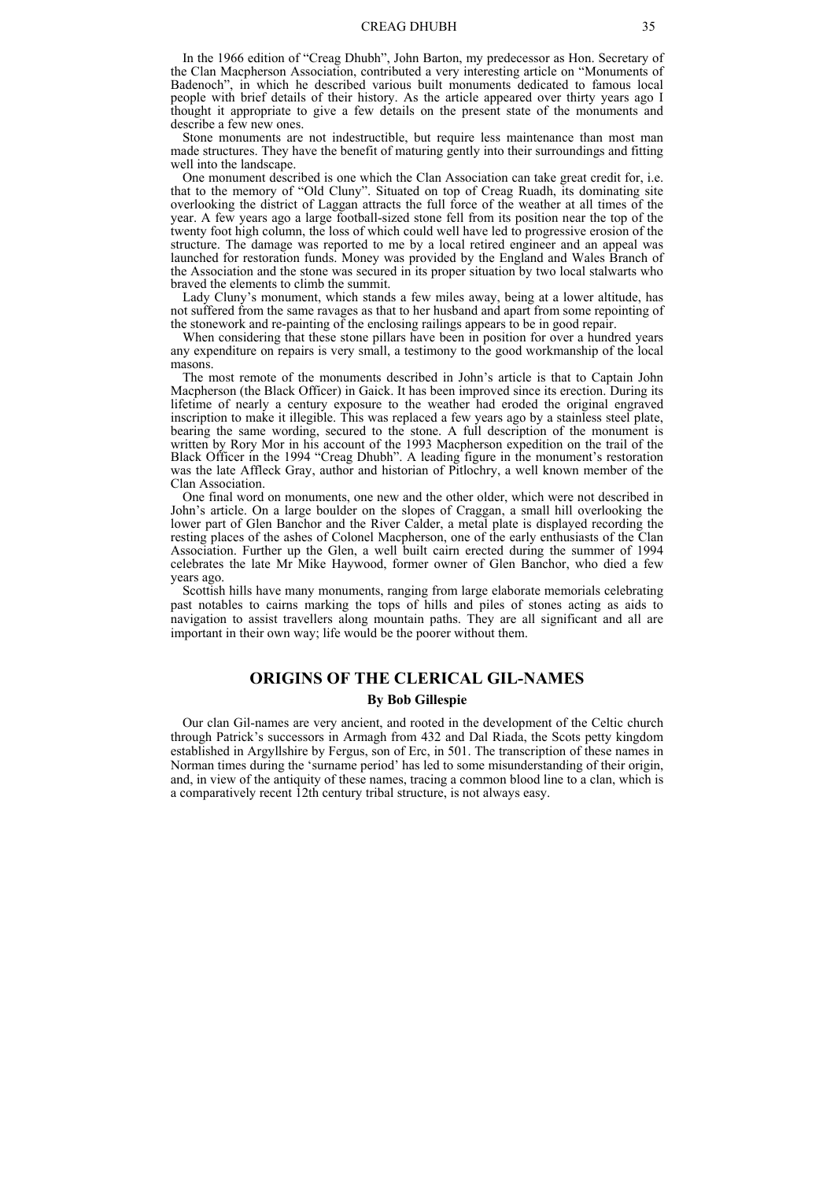In the 1966 edition of "Creag Dhubh", John Barton, my predecessor as Hon. Secretary of the Clan Macpherson Association, contributed a very interesting article on "Monuments of Badenoch", in which he described various built monuments dedicated to famous local people with brief details of their history. As the article appeared over thirty years ago I thought it appropriate to give a few details on the present state of the monuments and describe a few new ones.

Stone monuments are not indestructible, but require less maintenance than most man made structures. They have the benefit of maturing gently into their surroundings and fitting well into the landscape.

One monument described is one which the Clan Association can take great credit for, i.e. that to the memory of "Old Cluny". Situated on top of Creag Ruadh, its dominating site overlooking the district of Laggan attracts the full force of the weather at all times of the year. A few years ago a large football-sized stone fell from its position near the top of the twenty foot high column, the loss of which could well have led to progressive erosion of the structure. The damage was reported to me by a local retired engineer and an appeal was launched for restoration funds. Money was provided by the England and Wales Branch of the Association and the stone was secured in its proper situation by two local stalwarts who braved the elements to climb the summit.

Lady Cluny's monument, which stands a few miles away, being at a lower altitude, has not suffered from the same ravages as that to her husband and apart from some repointing of the stonework and re-painting of the enclosing railings appears to be in good repair.

When considering that these stone pillars have been in position for over a hundred years any expenditure on repairs is very small, a testimony to the good workmanship of the local masons.

The most remote of the monuments described in John's article is that to Captain John Macpherson (the Black Officer) in Gaick. It has been improved since its erection. During its lifetime of nearly a century exposure to the weather had eroded the original engraved inscription to make it illegible. This was replaced a few years ago by a stainless steel plate, bearing the same wording, secured to the stone. A full description of the monument is written by Rory Mor in his account of the 1993 Macpherson expedition on the trail of the Black Officer in the 1994 "Creag Dhubh". A leading figure in the monument's restoration was the late Affleck Gray, author and historian of Pitlochry, a well known member of the Clan Association.

One final word on monuments, one new and the other older, which were not described in John's article. On a large boulder on the slopes of Craggan, a small hill overlooking the lower part of Glen Banchor and the River Calder, a metal plate is displayed recording the resting places of the ashes of Colonel Macpherson, one of the early enthusiasts of the Clan Association. Further up the Glen, a well built cairn erected during the summer of 1994 celebrates the late Mr Mike Haywood, former owner of Glen Banchor, who died a few years ago.

Scottish hills have many monuments, ranging from large elaborate memorials celebrating past notables to cairns marking the tops of hills and piles of stones acting as aids to navigation to assist travellers along mountain paths. They are all significant and all are important in their own way; life would be the poorer without them.

## ORIGINS OF THE CLERICAL GIL-NAMES

**By Bob Gillespie**

Our clan Gil-names are very ancient, and rooted in the development of the Celtic church through Patrick's successors in Armagh from 432 and Dal Riada, the Scots petty kingdom established in Argyllshire by Fergus, son of Erc, in 501. The transcription of these names in Norman times during the 'surname period' has led to some misunderstanding of their origin, and, in view of the antiquity of these names, tracing a common blood line to a clan, which is a comparatively recent 12th century tribal structure, is not always easy.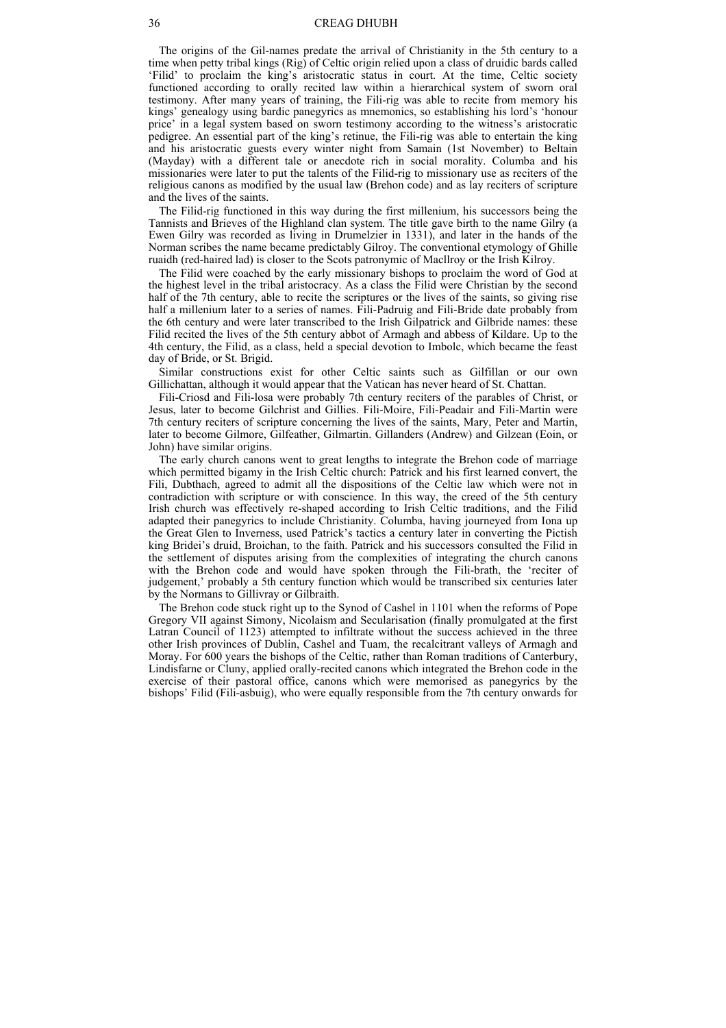The origins of the Gil-names predate the arrival of Christianity in the 5th century to a time when petty tribal kings (Rig) of Celtic origin relied upon a class of druidic bards called 'Filid' to proclaim the king's aristocratic status in court. At the time, Celtic society functioned according to orally recited law within a hierarchical system of sworn oral testimony. After many years of training, the Fili-rig was able to recite from memory his kings' genealogy using bardic panegyrics as mnemonics, so establishing his lord's 'honour price' in a legal system based on sworn testimony according to the witness's aristocratic pedigree. An essential part of the king's retinue, the Fili-rig was able to entertain the king and his aristocratic guests every winter night from Samain (1st November) to Beltain (Mayday) with a different tale or anecdote rich in social morality. Columba and his missionaries were later to put the talents of the Filid-rig to missionary use as reciters of the religious canons as modified by the usual law (Brehon code) and as lay reciters of scripture and the lives of the saints.

The Filid-rig functioned in this way during the first millenium, his successors being the Tannists and Brieves of the Highland clan system. The title gave birth to the name Gilry (a Ewen Gilry was recorded as living in Drumelzier in 1331), and later in the hands of the Norman scribes the name became predictably Gilroy. The conventional etymology of Ghille ruaidh (red-haired lad) is closer to the Scots patronymic of MacIlroy or the Irish Kilroy.

The Filid were coached by the early missionary bishops to proclaim the word of God at the highest level in the tribal aristocracy. As a class the Filid were Christian by the second half of the 7th century, able to recite the scriptures or the lives of the saints, so giving rise half a millenium later to a series of names. Fili-Padruig and Fili-Bride date probably from the 6th century and were later transcribed to the Irish Gilpatrick and Gilbride names: these Filid recited the lives of the 5th century abbot of Armagh and abbess of Kildare. Up to the 4th century, the Filid, as a class, held a special devotion to Imbolc, which became the feast day of Bride, or St. Brigid.

Similar constructions exist for other Celtic saints such as Gilfillan or our own Gillichattan, although it would appear that the Vatican has never heard of St. Chattan.

Fili-Criosd and Fili-Iosa were probably 7th century reciters of the parables of Christ, or Jesus, later to become Gilchrist and Gillies. Fili-Moire, Fili-Peadair and Fili-Martin were 7th century reciters of scripture concerning the lives of the saints, Mary, Peter and Martin, later to become Gilmore, Gilfeather, Gilmartin. Gillanders (Andrew) and Gilzean (Eoin, or John) have similar origins.

The early church canons went to great lengths to integrate the Brehon code of marriage which permitted bigamy in the Irish Celtic church: Patrick and his first learned convert, the Fili, Dubthach, agreed to admit all the dispositions of the Celtic law which were not in contradiction with scripture or with conscience. In this way, the creed of the 5th century Irish church was effectively re-shaped according to Irish Celtic traditions, and the Filid adapted their panegyrics to include Christianity. Columba, having journeyed from Iona up the Great Glen to Inverness, used Patrick's tactics a century later in converting the Pictish king Bridei's druid, Broichan, to the faith. Patrick and his successors consulted the Filid in the settlement of disputes arising from the complexities of integrating the church canons with the Brehon code and would have spoken through the Fili-brath, the 'reciter of judgement,' probably a 5th century function which would be transcribed six centuries later by the Normans to Gillivray or Gilbraith.

The Brehon code stuck right up to the Synod of Cashel in 1101 when the reforms of Pope Gregory VII against Simony, Nicolaism and Secularisation (finally promulgated at the first Latran Council of 1123) attempted to infiltrate without the success achieved in the three other Irish provinces of Dublin, Cashel and Tuam, the recalcitrant valleys of Armagh and Moray. For 600 years the bishops of the Celtic, rather than Roman traditions of Canterbury, Lindisfarne or Cluny, applied orally-recited canons which integrated the Brehon code in the exercise of their pastoral office, canons which were memorised as panegyrics by the bishops' Filid (Fili-asbuig), who were equally responsible from the 7th century onwards for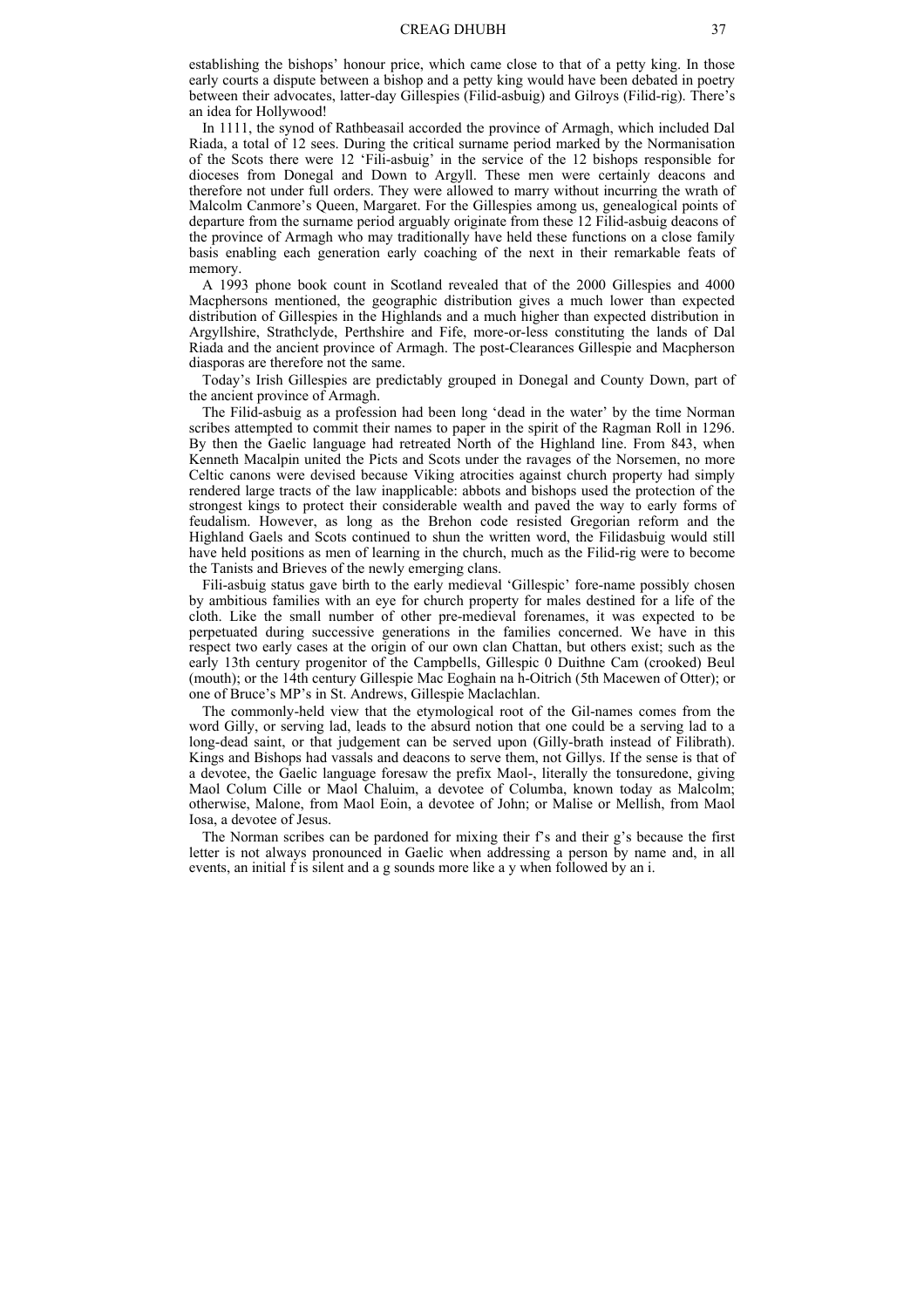establishing the bishops' honour price, which came close to that of a petty king. In those early courts a dispute between a bishop and a petty king would have been debated in poetry between their advocates, latter-day Gillespies (Filid-asbuig) and Gilroys (Filid-rig). There's an idea for Hollywood!

In 1111, the synod of Rathbeasail accorded the province of Armagh, which included Dal Riada, a total of 12 sees. During the critical surname period marked by the Normanisation of the Scots there were 12 'Fili-asbuig' in the service of the 12 bishops responsible for dioceses from Donegal and Down to Argyll. These men were certainly deacons and therefore not under full orders. They were allowed to marry without incurring the wrath of Malcolm Canmore's Queen, Margaret. For the Gillespies among us, genealogical points of departure from the surname period arguably originate from these 12 Filid-asbuig deacons of the province of Armagh who may traditionally have held these functions on a close family basis enabling each generation early coaching of the next in their remarkable feats of memory.

A 1993 phone book count in Scotland revealed that of the 2000 Gillespies and 4000 Macphersons mentioned, the geographic distribution gives a much lower than expected distribution of Gillespies in the Highlands and a much higher than expected distribution in Argyllshire, Strathclyde, Perthshire and Fife, more-or-less constituting the lands of Dal Riada and the ancient province of Armagh. The post-Clearances Gillespie and Macpherson diasporas are therefore not the same.

Today's Irish Gillespies are predictably grouped in Donegal and County Down, part of the ancient province of Armagh.

The Filid-asbuig as a profession had been long 'dead in the water' by the time Norman scribes attempted to commit their names to paper in the spirit of the Ragman Roll in 1296. By then the Gaelic language had retreated North of the Highland line. From 843, when Kenneth Macalpin united the Picts and Scots under the ravages of the Norsemen, no more Celtic canons were devised because Viking atrocities against church property had simply rendered large tracts of the law inapplicable: abbots and bishops used the protection of the strongest kings to protect their considerable wealth and paved the way to early forms of feudalism. However, as long as the Brehon code resisted Gregorian reform and the Highland Gaels and Scots continued to shun the written word, the Filidasbuig would still have held positions as men of learning in the church, much as the Filid-rig were to become the Tanists and Brieves of the newly emerging clans.

Fili-asbuig status gave birth to the early medieval 'Gillespic' fore-name possibly chosen by ambitious families with an eye for church property for males destined for a life of the cloth. Like the small number of other pre-medieval forenames, it was expected to be perpetuated during successive generations in the families concerned. We have in this respect two early cases at the origin of our own clan Chattan, but others exist; such as the early 13th century progenitor of the Campbells, Gillespic 0 Duithne Cam (crooked) Beul (mouth); or the 14th century Gillespie Mac Eoghain na h-Oitrich (5th Macewen of Otter); or one of Bruce's MP's in St. Andrews, Gillespie Maclachlan.

The commonly-held view that the etymological root of the Gil-names comes from the word Gilly, or serving lad, leads to the absurd notion that one could be a serving lad to a long-dead saint, or that judgement can be served upon (Gilly-brath instead of Filibrath). Kings and Bishops had vassals and deacons to serve them, not Gillys. If the sense is that of a devotee, the Gaelic language foresaw the prefix Maol-, literally the tonsuredone, giving Maol Colum Cille or Maol Chaluim, a devotee of Columba, known today as Malcolm; otherwise, Malone, from Maol Eoin, a devotee of John; or Malise or Mellish, from Maol Iosa, a devotee of Jesus.

The Norman scribes can be pardoned for mixing their f's and their g's because the first letter is not always pronounced in Gaelic when addressing a person by name and, in all events, an initial f is silent and a g sounds more like a y when followed by an i.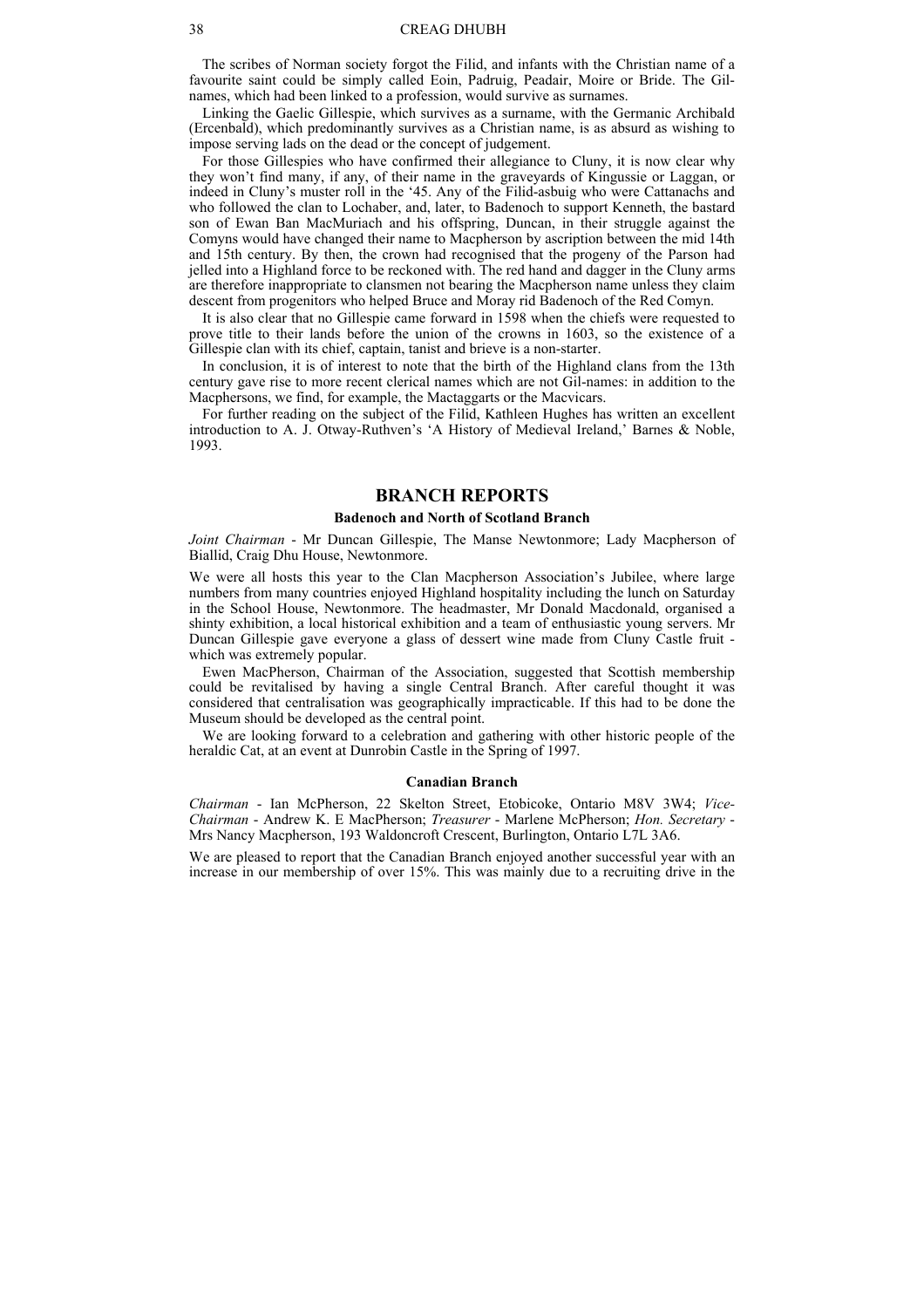The scribes of Norman society forgot the Filid, and infants with the Christian name of a favourite saint could be simply called Eoin, Padruig, Peadair, Moire or Bride. The Gil-names, which had been linked to a profession, would survive as surnames.

Linking the Gaelic Gillespie, which survives as a surname, with the Germanic Archibald (Ercenbald), which predominantly survives as a Christian name, is as absurd as wishing to impose serving lads on the dead or the concept of judgement.

For those Gillespies who have confirmed their allegiance to Cluny, it is now clear why they won't find many, if any, of their name in the graveyards of Kingussie or Laggan, or indeed in Cluny's muster roll in the '45. Any of the Filid-asbuig who were Cattanachs and who followed the clan to Lochaber, and, later, to Badenoch to support Kenneth, the bastard son of Ewan Ban MacMuriach and his offspring, Duncan, in their struggle against the Comyns would have changed their name to Macpherson by ascription between the mid 14th and 15th century. By then, the crown had recognised that the progeny of the Parson had jelled into a Highland force to be reckoned with. The red hand and dagger in the Cluny arms are therefore inappropriate to clansmen not bearing the Macpherson name unless they claim descent from progenitors who helped Bruce and Moray rid Badenoch of the Red Comyn.

It is also clear that no Gillespie came forward in 1598 when the chiefs were requested to prove title to their lands before the union of the crowns in 1603, so the existence of a Gillespie clan with its chief, captain, tanist and brieve is a non-starter.

In conclusion, it is of interest to note that the birth of the Highland clans from the 13th century gave rise to more recent clerical names which are not Gil-names: in addition to the Macphersons, we find, for example, the Mactaggarts or the Macvicars.

For further reading on the subject of the Filid, Kathleen Hughes has written an excellent introduction to A. J. Otway-Ruthven's 'A History of Medieval Ireland,' Barnes & Noble, 1993.

## BRANCH REPORTS

### Badenoch and North of Scotland Branch

*Joint Chairman* - Mr Duncan Gillespie, The Manse Newtonmore; Lady Macpherson of Biallid, Craig Dhu House, Newtonmore.

We were all hosts this year to the Clan Macpherson Association's Jubilee, where large numbers from many countries enjoyed Highland hospitality including the lunch on Saturday in the School House, Newtonmore. The headmaster, Mr Donald Macdonald, organised a shinty exhibition, a local historical exhibition and a team of enthusiastic young servers. Mr Duncan Gillespie gave everyone a glass of dessert wine made from Cluny Castle fruit - which was extremely popular.

Ewen MacPherson, Chairman of the Association, suggested that Scottish membership could be revitalised by having a single Central Branch. After careful thought it was considered that centralisation was geographically impracticable. If this had to be done the Museum should be developed as the central point.

We are looking forward to a celebration and gathering with other historic people of the heraldic Cat, at an event at Dunrobin Castle in the Spring of 1997.

### Canadian Branch

*Chairman* - Ian McPherson, 22 Skelton Street, Etobicoke, Ontario M8V 3W4; *Vice-Chairman* - Andrew K. E MacPherson; *Treasurer* - Marlene McPherson; *Hon. Secretary* - Mrs Nancy Macpherson, 193 Waldoncroft Crescent, Burlington, Ontario L7L 3A6.

We are pleased to report that the Canadian Branch enjoyed another successful year with an increase in our membership of over 15%. This was mainly due to a recruiting drive in the